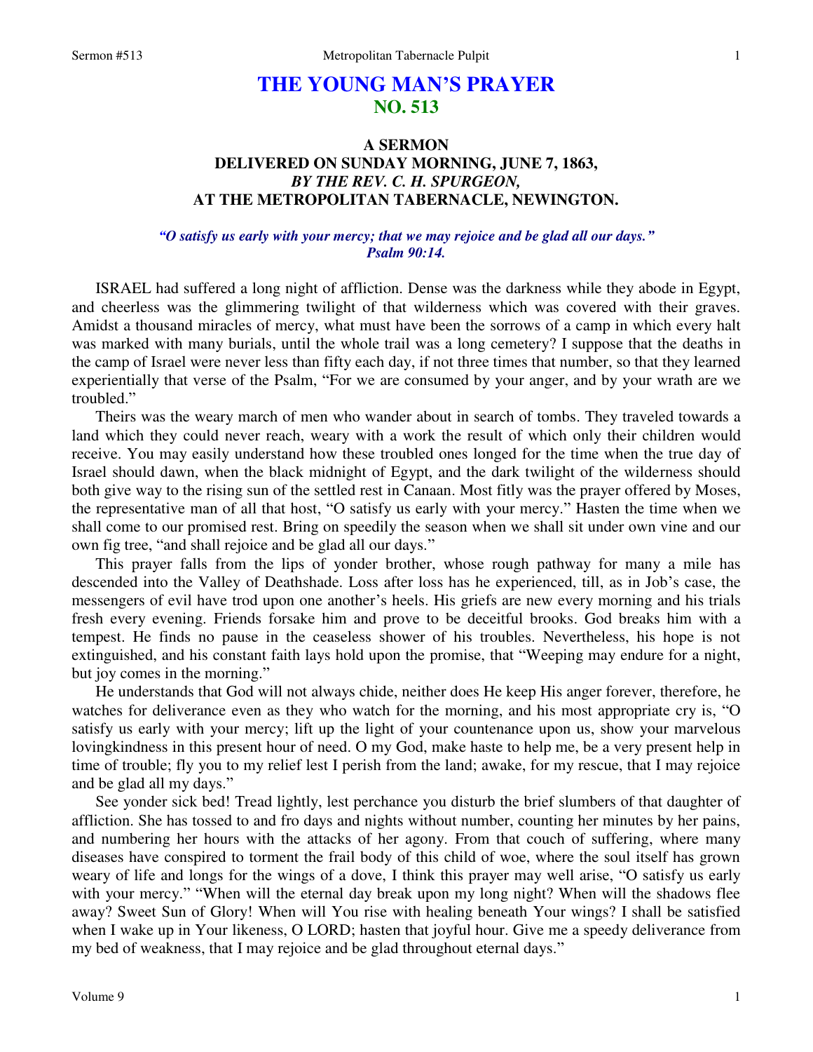# THE YOUNG MAN'S PRAYER
## NO. 513

### A SERMON
### DELIVERED ON SUNDAY MORNING, JUNE 7, 1863,
### *BY THE REV. C. H. SPURGEON,*
### AT THE METROPOLITAN TABERNACLE, NEWINGTON.

***"O satisfy us early with your mercy; that we may rejoice and be glad all our days." Psalm 90:14.***

ISRAEL had suffered a long night of affliction. Dense was the darkness while they abode in Egypt, and cheerless was the glimmering twilight of that wilderness which was covered with their graves. Amidst a thousand miracles of mercy, what must have been the sorrows of a camp in which every halt was marked with many burials, until the whole trail was a long cemetery? I suppose that the deaths in the camp of Israel were never less than fifty each day, if not three times that number, so that they learned experientially that verse of the Psalm, "For we are consumed by your anger, and by your wrath are we troubled."

Theirs was the weary march of men who wander about in search of tombs. They traveled towards a land which they could never reach, weary with a work the result of which only their children would receive. You may easily understand how these troubled ones longed for the time when the true day of Israel should dawn, when the black midnight of Egypt, and the dark twilight of the wilderness should both give way to the rising sun of the settled rest in Canaan. Most fitly was the prayer offered by Moses, the representative man of all that host, "O satisfy us early with your mercy." Hasten the time when we shall come to our promised rest. Bring on speedily the season when we shall sit under own vine and our own fig tree, "and shall rejoice and be glad all our days."

This prayer falls from the lips of yonder brother, whose rough pathway for many a mile has descended into the Valley of Deathshade. Loss after loss has he experienced, till, as in Job's case, the messengers of evil have trod upon one another's heels. His griefs are new every morning and his trials fresh every evening. Friends forsake him and prove to be deceitful brooks. God breaks him with a tempest. He finds no pause in the ceaseless shower of his troubles. Nevertheless, his hope is not extinguished, and his constant faith lays hold upon the promise, that "Weeping may endure for a night, but joy comes in the morning."

He understands that God will not always chide, neither does He keep His anger forever, therefore, he watches for deliverance even as they who watch for the morning, and his most appropriate cry is, "O satisfy us early with your mercy; lift up the light of your countenance upon us, show your marvelous lovingkindness in this present hour of need. O my God, make haste to help me, be a very present help in time of trouble; fly you to my relief lest I perish from the land; awake, for my rescue, that I may rejoice and be glad all my days."

See yonder sick bed! Tread lightly, lest perchance you disturb the brief slumbers of that daughter of affliction. She has tossed to and fro days and nights without number, counting her minutes by her pains, and numbering her hours with the attacks of her agony. From that couch of suffering, where many diseases have conspired to torment the frail body of this child of woe, where the soul itself has grown weary of life and longs for the wings of a dove, I think this prayer may well arise, "O satisfy us early with your mercy." "When will the eternal day break upon my long night? When will the shadows flee away? Sweet Sun of Glory! When will You rise with healing beneath Your wings? I shall be satisfied when I wake up in Your likeness, O LORD; hasten that joyful hour. Give me a speedy deliverance from my bed of weakness, that I may rejoice and be glad throughout eternal days."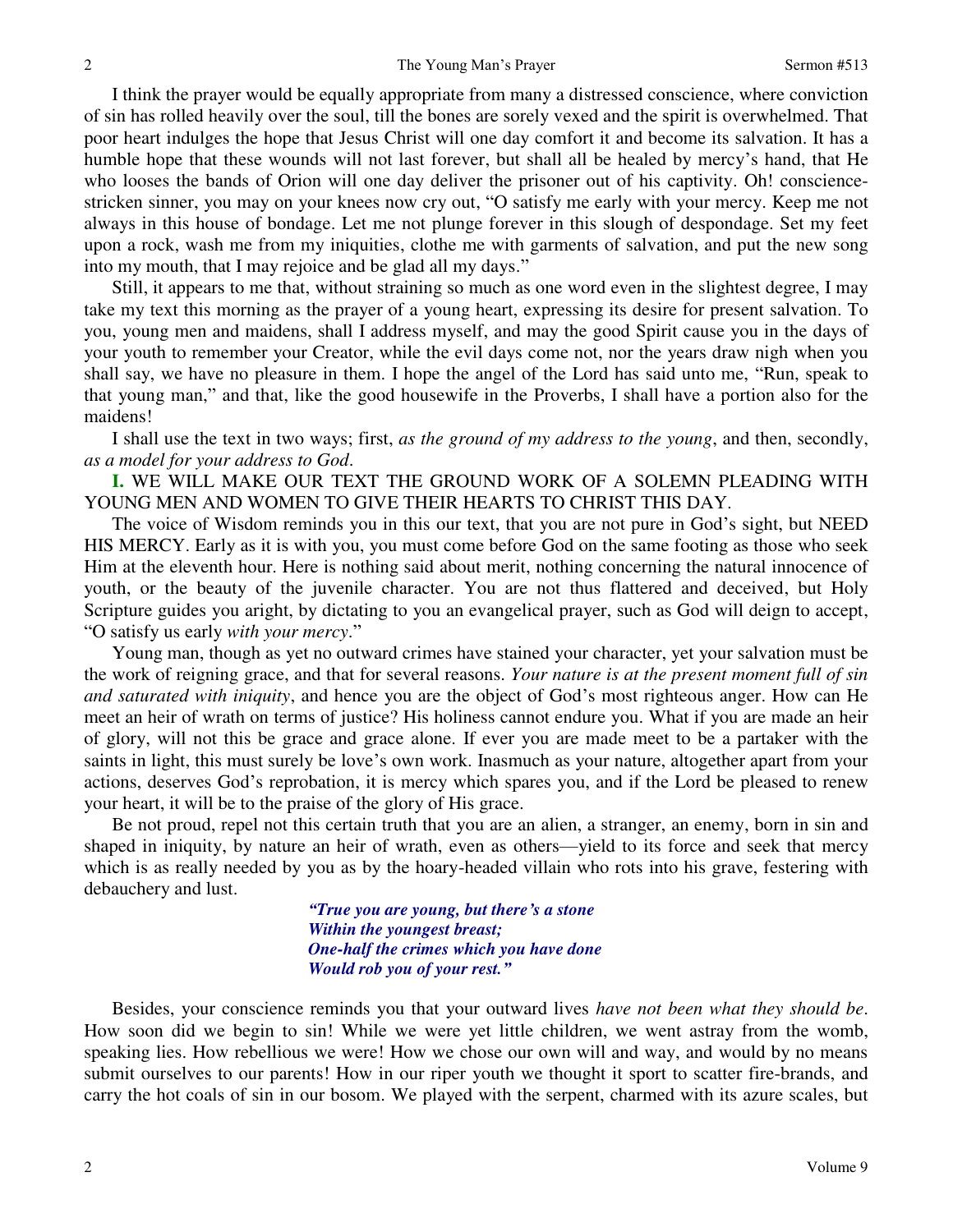I think the prayer would be equally appropriate from many a distressed conscience, where conviction of sin has rolled heavily over the soul, till the bones are sorely vexed and the spirit is overwhelmed. That poor heart indulges the hope that Jesus Christ will one day comfort it and become its salvation. It has a humble hope that these wounds will not last forever, but shall all be healed by mercy's hand, that He who looses the bands of Orion will one day deliver the prisoner out of his captivity. Oh! conscience-stricken sinner, you may on your knees now cry out, "O satisfy me early with your mercy. Keep me not always in this house of bondage. Let me not plunge forever in this slough of despondage. Set my feet upon a rock, wash me from my iniquities, clothe me with garments of salvation, and put the new song into my mouth, that I may rejoice and be glad all my days."

Still, it appears to me that, without straining so much as one word even in the slightest degree, I may take my text this morning as the prayer of a young heart, expressing its desire for present salvation. To you, young men and maidens, shall I address myself, and may the good Spirit cause you in the days of your youth to remember your Creator, while the evil days come not, nor the years draw nigh when you shall say, we have no pleasure in them. I hope the angel of the Lord has said unto me, "Run, speak to that young man," and that, like the good housewife in the Proverbs, I shall have a portion also for the maidens!

I shall use the text in two ways; first, *as the ground of my address to the young*, and then, secondly, *as a model for your address to God*.

**I.** WE WILL MAKE OUR TEXT THE GROUND WORK OF A SOLEMN PLEADING WITH YOUNG MEN AND WOMEN TO GIVE THEIR HEARTS TO CHRIST THIS DAY.

The voice of Wisdom reminds you in this our text, that you are not pure in God's sight, but NEED HIS MERCY. Early as it is with you, you must come before God on the same footing as those who seek Him at the eleventh hour. Here is nothing said about merit, nothing concerning the natural innocence of youth, or the beauty of the juvenile character. You are not thus flattered and deceived, but Holy Scripture guides you aright, by dictating to you an evangelical prayer, such as God will deign to accept, "O satisfy us early *with your mercy*."

Young man, though as yet no outward crimes have stained your character, yet your salvation must be the work of reigning grace, and that for several reasons. *Your nature is at the present moment full of sin and saturated with iniquity*, and hence you are the object of God's most righteous anger. How can He meet an heir of wrath on terms of justice? His holiness cannot endure you. What if you are made an heir of glory, will not this be grace and grace alone. If ever you are made meet to be a partaker with the saints in light, this must surely be love's own work. Inasmuch as your nature, altogether apart from your actions, deserves God's reprobation, it is mercy which spares you, and if the Lord be pleased to renew your heart, it will be to the praise of the glory of His grace.

Be not proud, repel not this certain truth that you are an alien, a stranger, an enemy, born in sin and shaped in iniquity, by nature an heir of wrath, even as others—yield to its force and seek that mercy which is as really needed by you as by the hoary-headed villain who rots into his grave, festering with debauchery and lust.

> *"True you are young, but there's a stone*
> *Within the youngest breast;*
> *One-half the crimes which you have done*
> *Would rob you of your rest."*

Besides, your conscience reminds you that your outward lives *have not been what they should be*. How soon did we begin to sin! While we were yet little children, we went astray from the womb, speaking lies. How rebellious we were! How we chose our own will and way, and would by no means submit ourselves to our parents! How in our riper youth we thought it sport to scatter fire-brands, and carry the hot coals of sin in our bosom. We played with the serpent, charmed with its azure scales, but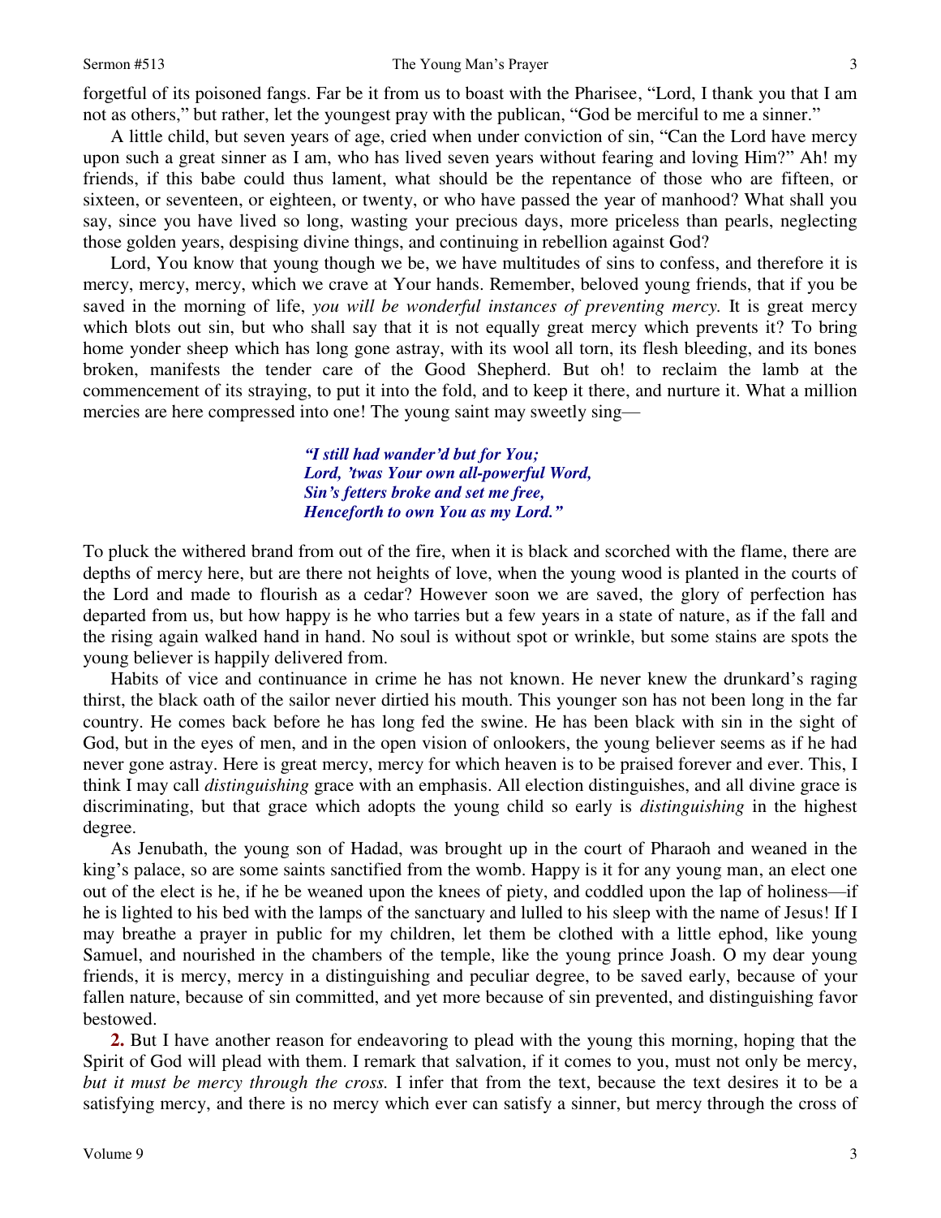forgetful of its poisoned fangs. Far be it from us to boast with the Pharisee, "Lord, I thank you that I am not as others," but rather, let the youngest pray with the publican, "God be merciful to me a sinner."

A little child, but seven years of age, cried when under conviction of sin, "Can the Lord have mercy upon such a great sinner as I am, who has lived seven years without fearing and loving Him?" Ah! my friends, if this babe could thus lament, what should be the repentance of those who are fifteen, or sixteen, or seventeen, or eighteen, or twenty, or who have passed the year of manhood? What shall you say, since you have lived so long, wasting your precious days, more priceless than pearls, neglecting those golden years, despising divine things, and continuing in rebellion against God?

Lord, You know that young though we be, we have multitudes of sins to confess, and therefore it is mercy, mercy, mercy, which we crave at Your hands. Remember, beloved young friends, that if you be saved in the morning of life, *you will be wonderful instances of preventing mercy.* It is great mercy which blots out sin, but who shall say that it is not equally great mercy which prevents it? To bring home yonder sheep which has long gone astray, with its wool all torn, its flesh bleeding, and its bones broken, manifests the tender care of the Good Shepherd. But oh! to reclaim the lamb at the commencement of its straying, to put it into the fold, and to keep it there, and nurture it. What a million mercies are here compressed into one! The young saint may sweetly sing—

> ***"I still had wander'd but for You;***
> ***Lord, 'twas Your own all-powerful Word,***
> ***Sin's fetters broke and set me free,***
> ***Henceforth to own You as my Lord."***

To pluck the withered brand from out of the fire, when it is black and scorched with the flame, there are depths of mercy here, but are there not heights of love, when the young wood is planted in the courts of the Lord and made to flourish as a cedar? However soon we are saved, the glory of perfection has departed from us, but how happy is he who tarries but a few years in a state of nature, as if the fall and the rising again walked hand in hand. No soul is without spot or wrinkle, but some stains are spots the young believer is happily delivered from.

Habits of vice and continuance in crime he has not known. He never knew the drunkard's raging thirst, the black oath of the sailor never dirtied his mouth. This younger son has not been long in the far country. He comes back before he has long fed the swine. He has been black with sin in the sight of God, but in the eyes of men, and in the open vision of onlookers, the young believer seems as if he had never gone astray. Here is great mercy, mercy for which heaven is to be praised forever and ever. This, I think I may call *distinguishing* grace with an emphasis. All election distinguishes, and all divine grace is discriminating, but that grace which adopts the young child so early is *distinguishing* in the highest degree.

As Jenubath, the young son of Hadad, was brought up in the court of Pharaoh and weaned in the king's palace, so are some saints sanctified from the womb. Happy is it for any young man, an elect one out of the elect is he, if he be weaned upon the knees of piety, and coddled upon the lap of holiness—if he is lighted to his bed with the lamps of the sanctuary and lulled to his sleep with the name of Jesus! If I may breathe a prayer in public for my children, let them be clothed with a little ephod, like young Samuel, and nourished in the chambers of the temple, like the young prince Joash. O my dear young friends, it is mercy, mercy in a distinguishing and peculiar degree, to be saved early, because of your fallen nature, because of sin committed, and yet more because of sin prevented, and distinguishing favor bestowed.

**2.** But I have another reason for endeavoring to plead with the young this morning, hoping that the Spirit of God will plead with them. I remark that salvation, if it comes to you, must not only be mercy, *but it must be mercy through the cross.* I infer that from the text, because the text desires it to be a satisfying mercy, and there is no mercy which ever can satisfy a sinner, but mercy through the cross of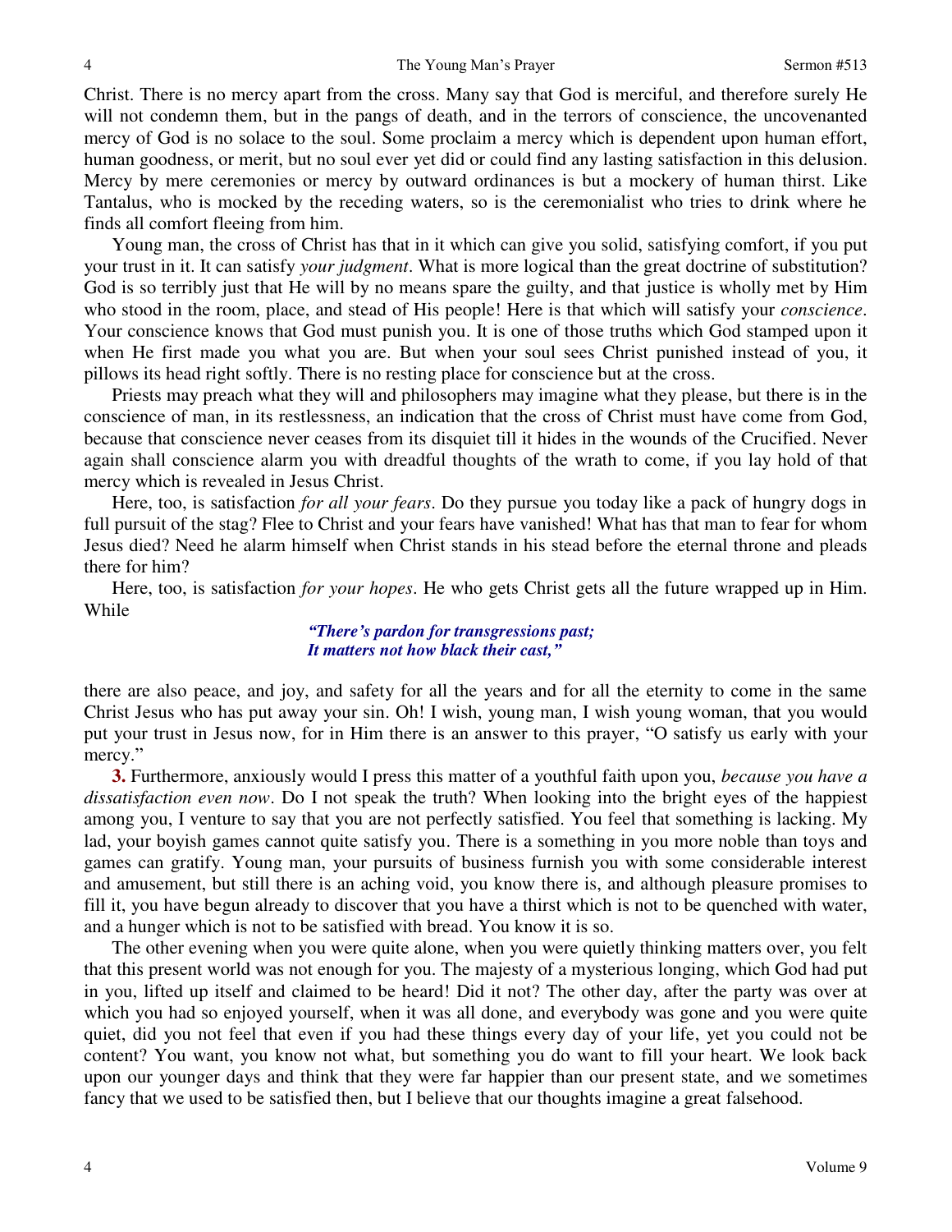Christ. There is no mercy apart from the cross. Many say that God is merciful, and therefore surely He will not condemn them, but in the pangs of death, and in the terrors of conscience, the uncovenanted mercy of God is no solace to the soul. Some proclaim a mercy which is dependent upon human effort, human goodness, or merit, but no soul ever yet did or could find any lasting satisfaction in this delusion. Mercy by mere ceremonies or mercy by outward ordinances is but a mockery of human thirst. Like Tantalus, who is mocked by the receding waters, so is the ceremonialist who tries to drink where he finds all comfort fleeing from him.

Young man, the cross of Christ has that in it which can give you solid, satisfying comfort, if you put your trust in it. It can satisfy *your judgment*. What is more logical than the great doctrine of substitution? God is so terribly just that He will by no means spare the guilty, and that justice is wholly met by Him who stood in the room, place, and stead of His people! Here is that which will satisfy your *conscience*. Your conscience knows that God must punish you. It is one of those truths which God stamped upon it when He first made you what you are. But when your soul sees Christ punished instead of you, it pillows its head right softly. There is no resting place for conscience but at the cross.

Priests may preach what they will and philosophers may imagine what they please, but there is in the conscience of man, in its restlessness, an indication that the cross of Christ must have come from God, because that conscience never ceases from its disquiet till it hides in the wounds of the Crucified. Never again shall conscience alarm you with dreadful thoughts of the wrath to come, if you lay hold of that mercy which is revealed in Jesus Christ.

Here, too, is satisfaction *for all your fears*. Do they pursue you today like a pack of hungry dogs in full pursuit of the stag? Flee to Christ and your fears have vanished! What has that man to fear for whom Jesus died? Need he alarm himself when Christ stands in his stead before the eternal throne and pleads there for him?

Here, too, is satisfaction *for your hopes*. He who gets Christ gets all the future wrapped up in Him. While

> ***"There's pardon for transgressions past;***
> ***It matters not how black their cast,"***

there are also peace, and joy, and safety for all the years and for all the eternity to come in the same Christ Jesus who has put away your sin. Oh! I wish, young man, I wish young woman, that you would put your trust in Jesus now, for in Him there is an answer to this prayer, "O satisfy us early with your mercy."

**3.** Furthermore, anxiously would I press this matter of a youthful faith upon you, *because you have a dissatisfaction even now*. Do I not speak the truth? When looking into the bright eyes of the happiest among you, I venture to say that you are not perfectly satisfied. You feel that something is lacking. My lad, your boyish games cannot quite satisfy you. There is a something in you more noble than toys and games can gratify. Young man, your pursuits of business furnish you with some considerable interest and amusement, but still there is an aching void, you know there is, and although pleasure promises to fill it, you have begun already to discover that you have a thirst which is not to be quenched with water, and a hunger which is not to be satisfied with bread. You know it is so.

The other evening when you were quite alone, when you were quietly thinking matters over, you felt that this present world was not enough for you. The majesty of a mysterious longing, which God had put in you, lifted up itself and claimed to be heard! Did it not? The other day, after the party was over at which you had so enjoyed yourself, when it was all done, and everybody was gone and you were quite quiet, did you not feel that even if you had these things every day of your life, yet you could not be content? You want, you know not what, but something you do want to fill your heart. We look back upon our younger days and think that they were far happier than our present state, and we sometimes fancy that we used to be satisfied then, but I believe that our thoughts imagine a great falsehood.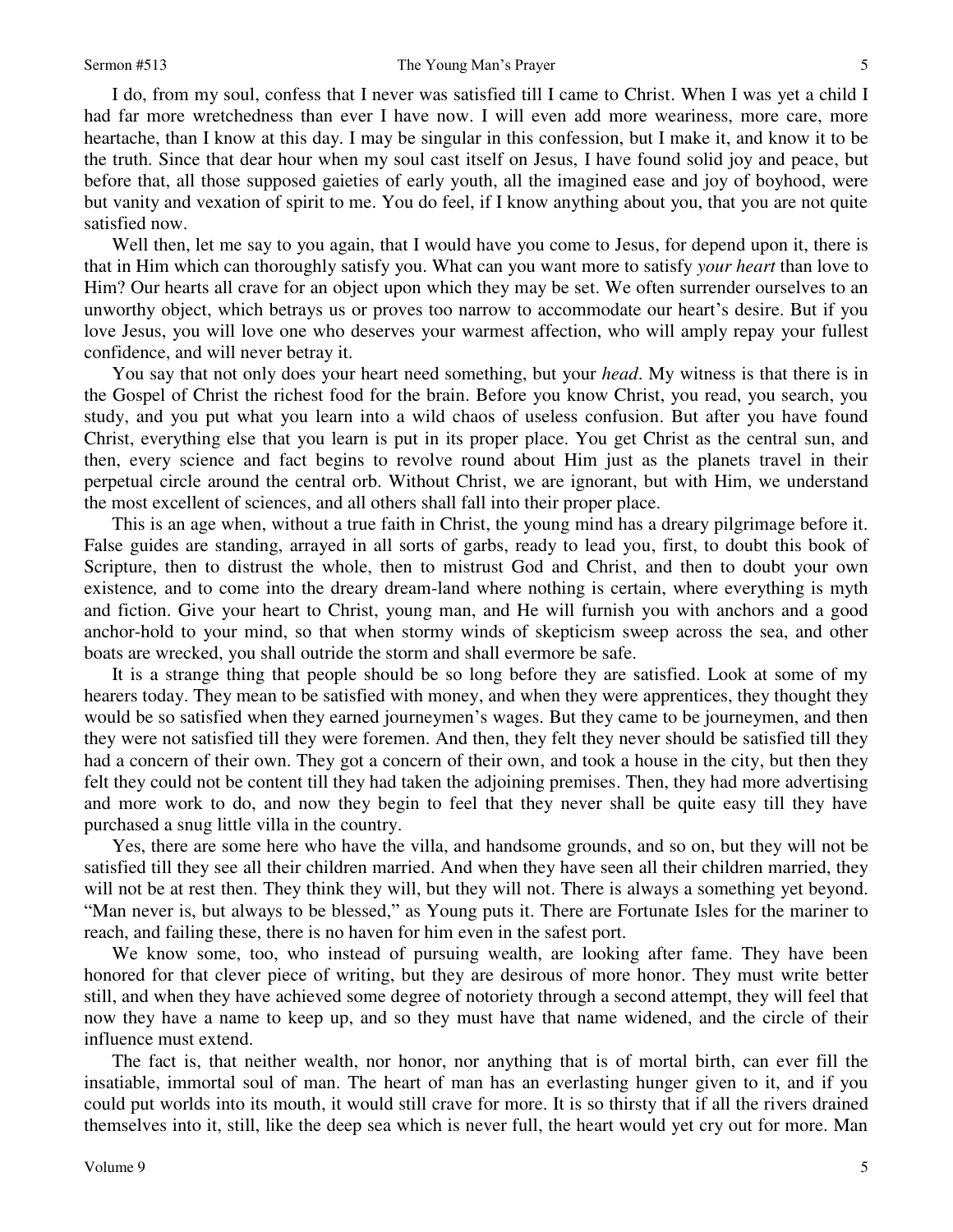I do, from my soul, confess that I never was satisfied till I came to Christ. When I was yet a child I had far more wretchedness than ever I have now. I will even add more weariness, more care, more heartache, than I know at this day. I may be singular in this confession, but I make it, and know it to be the truth. Since that dear hour when my soul cast itself on Jesus, I have found solid joy and peace, but before that, all those supposed gaieties of early youth, all the imagined ease and joy of boyhood, were but vanity and vexation of spirit to me. You do feel, if I know anything about you, that you are not quite satisfied now.

Well then, let me say to you again, that I would have you come to Jesus, for depend upon it, there is that in Him which can thoroughly satisfy you. What can you want more to satisfy *your heart* than love to Him? Our hearts all crave for an object upon which they may be set. We often surrender ourselves to an unworthy object, which betrays us or proves too narrow to accommodate our heart's desire. But if you love Jesus, you will love one who deserves your warmest affection, who will amply repay your fullest confidence, and will never betray it.

You say that not only does your heart need something, but your *head*. My witness is that there is in the Gospel of Christ the richest food for the brain. Before you know Christ, you read, you search, you study, and you put what you learn into a wild chaos of useless confusion. But after you have found Christ, everything else that you learn is put in its proper place. You get Christ as the central sun, and then, every science and fact begins to revolve round about Him just as the planets travel in their perpetual circle around the central orb. Without Christ, we are ignorant, but with Him, we understand the most excellent of sciences, and all others shall fall into their proper place.

This is an age when, without a true faith in Christ, the young mind has a dreary pilgrimage before it. False guides are standing, arrayed in all sorts of garbs, ready to lead you, first, to doubt this book of Scripture, then to distrust the whole, then to mistrust God and Christ, and then to doubt your own existence*,* and to come into the dreary dream-land where nothing is certain, where everything is myth and fiction. Give your heart to Christ, young man, and He will furnish you with anchors and a good anchor-hold to your mind, so that when stormy winds of skepticism sweep across the sea, and other boats are wrecked, you shall outride the storm and shall evermore be safe.

It is a strange thing that people should be so long before they are satisfied. Look at some of my hearers today. They mean to be satisfied with money, and when they were apprentices, they thought they would be so satisfied when they earned journeymen's wages. But they came to be journeymen, and then they were not satisfied till they were foremen. And then, they felt they never should be satisfied till they had a concern of their own. They got a concern of their own, and took a house in the city, but then they felt they could not be content till they had taken the adjoining premises. Then, they had more advertising and more work to do, and now they begin to feel that they never shall be quite easy till they have purchased a snug little villa in the country.

Yes, there are some here who have the villa, and handsome grounds, and so on, but they will not be satisfied till they see all their children married. And when they have seen all their children married, they will not be at rest then. They think they will, but they will not. There is always a something yet beyond. "Man never is, but always to be blessed," as Young puts it. There are Fortunate Isles for the mariner to reach, and failing these, there is no haven for him even in the safest port.

We know some, too, who instead of pursuing wealth, are looking after fame. They have been honored for that clever piece of writing, but they are desirous of more honor. They must write better still, and when they have achieved some degree of notoriety through a second attempt, they will feel that now they have a name to keep up, and so they must have that name widened, and the circle of their influence must extend.

The fact is, that neither wealth, nor honor, nor anything that is of mortal birth, can ever fill the insatiable, immortal soul of man. The heart of man has an everlasting hunger given to it, and if you could put worlds into its mouth, it would still crave for more. It is so thirsty that if all the rivers drained themselves into it, still, like the deep sea which is never full, the heart would yet cry out for more. Man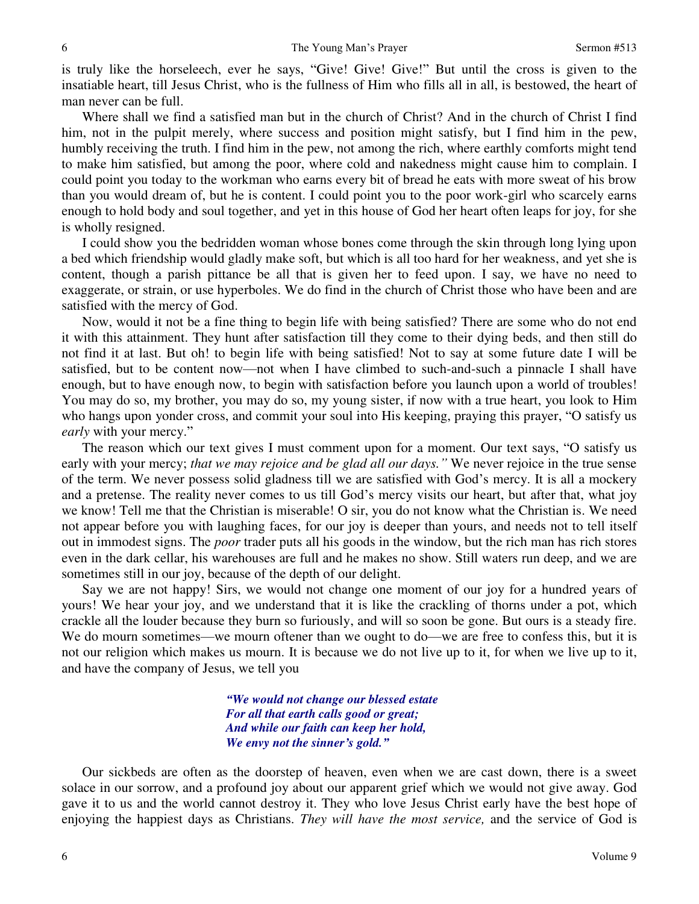is truly like the horseleech, ever he says, "Give! Give! Give!" But until the cross is given to the insatiable heart, till Jesus Christ, who is the fullness of Him who fills all in all, is bestowed, the heart of man never can be full.

Where shall we find a satisfied man but in the church of Christ? And in the church of Christ I find him, not in the pulpit merely, where success and position might satisfy, but I find him in the pew, humbly receiving the truth. I find him in the pew, not among the rich, where earthly comforts might tend to make him satisfied, but among the poor, where cold and nakedness might cause him to complain. I could point you today to the workman who earns every bit of bread he eats with more sweat of his brow than you would dream of, but he is content. I could point you to the poor work-girl who scarcely earns enough to hold body and soul together, and yet in this house of God her heart often leaps for joy, for she is wholly resigned.

I could show you the bedridden woman whose bones come through the skin through long lying upon a bed which friendship would gladly make soft, but which is all too hard for her weakness, and yet she is content, though a parish pittance be all that is given her to feed upon. I say, we have no need to exaggerate, or strain, or use hyperboles. We do find in the church of Christ those who have been and are satisfied with the mercy of God.

Now, would it not be a fine thing to begin life with being satisfied? There are some who do not end it with this attainment. They hunt after satisfaction till they come to their dying beds, and then still do not find it at last. But oh! to begin life with being satisfied! Not to say at some future date I will be satisfied, but to be content now—not when I have climbed to such-and-such a pinnacle I shall have enough, but to have enough now, to begin with satisfaction before you launch upon a world of troubles! You may do so, my brother, you may do so, my young sister, if now with a true heart, you look to Him who hangs upon yonder cross, and commit your soul into His keeping, praying this prayer, "O satisfy us *early* with your mercy."

The reason which our text gives I must comment upon for a moment. Our text says, "O satisfy us early with your mercy; *that we may rejoice and be glad all our days."* We never rejoice in the true sense of the term. We never possess solid gladness till we are satisfied with God's mercy. It is all a mockery and a pretense. The reality never comes to us till God's mercy visits our heart, but after that, what joy we know! Tell me that the Christian is miserable! O sir, you do not know what the Christian is. We need not appear before you with laughing faces, for our joy is deeper than yours, and needs not to tell itself out in immodest signs. The *poor* trader puts all his goods in the window, but the rich man has rich stores even in the dark cellar, his warehouses are full and he makes no show. Still waters run deep, and we are sometimes still in our joy, because of the depth of our delight.

Say we are not happy! Sirs, we would not change one moment of our joy for a hundred years of yours! We hear your joy, and we understand that it is like the crackling of thorns under a pot, which crackle all the louder because they burn so furiously, and will so soon be gone. But ours is a steady fire. We do mourn sometimes—we mourn oftener than we ought to do—we are free to confess this, but it is not our religion which makes us mourn. It is because we do not live up to it, for when we live up to it, and have the company of Jesus, we tell you

> ***"We would not change our blessed estate***
> ***For all that earth calls good or great;***
> ***And while our faith can keep her hold,***
> ***We envy not the sinner's gold."***

Our sickbeds are often as the doorstep of heaven, even when we are cast down, there is a sweet solace in our sorrow, and a profound joy about our apparent grief which we would not give away. God gave it to us and the world cannot destroy it. They who love Jesus Christ early have the best hope of enjoying the happiest days as Christians. *They will have the most service,* and the service of God is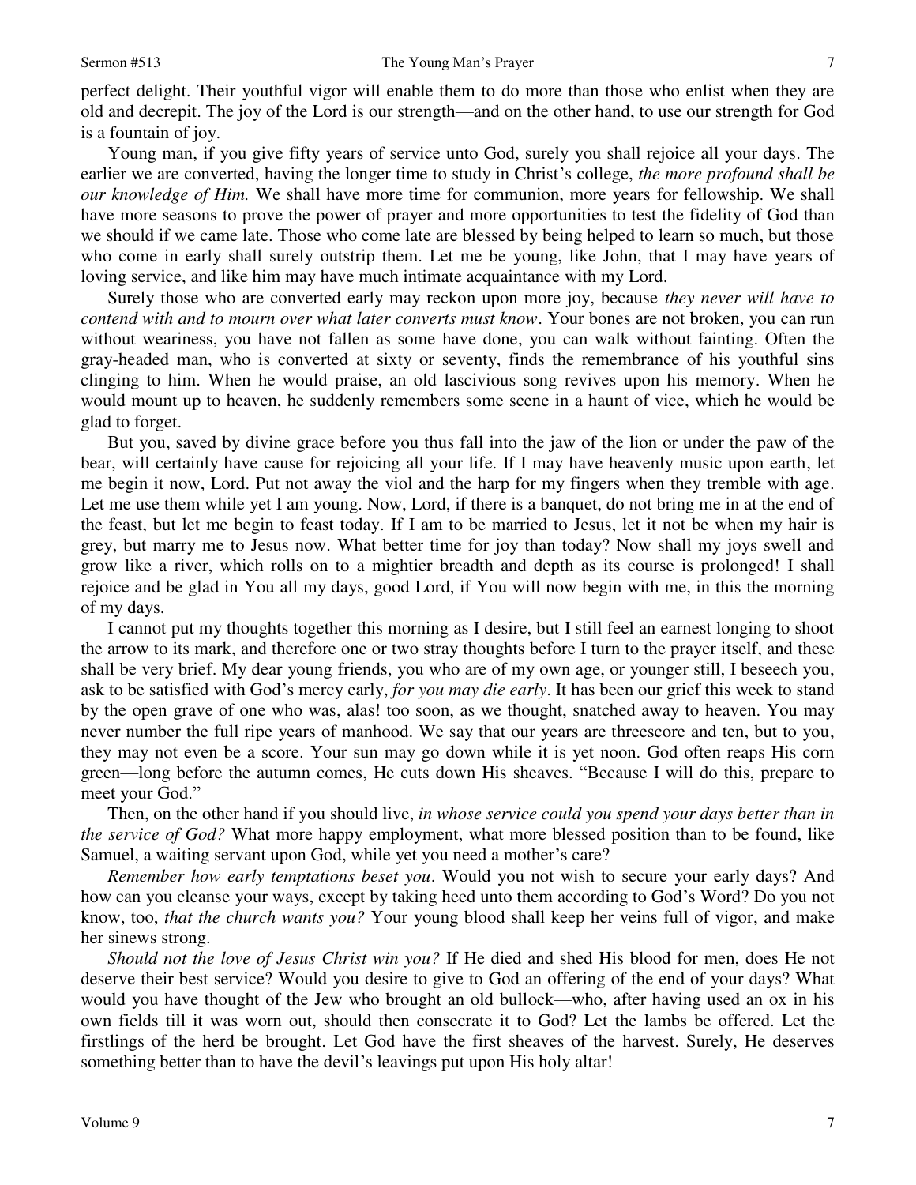perfect delight. Their youthful vigor will enable them to do more than those who enlist when they are old and decrepit. The joy of the Lord is our strength—and on the other hand, to use our strength for God is a fountain of joy.

Young man, if you give fifty years of service unto God, surely you shall rejoice all your days. The earlier we are converted, having the longer time to study in Christ's college, *the more profound shall be our knowledge of Him.* We shall have more time for communion, more years for fellowship. We shall have more seasons to prove the power of prayer and more opportunities to test the fidelity of God than we should if we came late. Those who come late are blessed by being helped to learn so much, but those who come in early shall surely outstrip them. Let me be young, like John, that I may have years of loving service, and like him may have much intimate acquaintance with my Lord.

Surely those who are converted early may reckon upon more joy, because *they never will have to contend with and to mourn over what later converts must know*. Your bones are not broken, you can run without weariness, you have not fallen as some have done, you can walk without fainting. Often the gray-headed man, who is converted at sixty or seventy, finds the remembrance of his youthful sins clinging to him. When he would praise, an old lascivious song revives upon his memory. When he would mount up to heaven, he suddenly remembers some scene in a haunt of vice, which he would be glad to forget.

But you, saved by divine grace before you thus fall into the jaw of the lion or under the paw of the bear, will certainly have cause for rejoicing all your life. If I may have heavenly music upon earth, let me begin it now, Lord. Put not away the viol and the harp for my fingers when they tremble with age. Let me use them while yet I am young. Now, Lord, if there is a banquet, do not bring me in at the end of the feast, but let me begin to feast today. If I am to be married to Jesus, let it not be when my hair is grey, but marry me to Jesus now. What better time for joy than today? Now shall my joys swell and grow like a river, which rolls on to a mightier breadth and depth as its course is prolonged! I shall rejoice and be glad in You all my days, good Lord, if You will now begin with me, in this the morning of my days.

I cannot put my thoughts together this morning as I desire, but I still feel an earnest longing to shoot the arrow to its mark, and therefore one or two stray thoughts before I turn to the prayer itself, and these shall be very brief. My dear young friends, you who are of my own age, or younger still, I beseech you, ask to be satisfied with God's mercy early, *for you may die early*. It has been our grief this week to stand by the open grave of one who was, alas! too soon, as we thought, snatched away to heaven. You may never number the full ripe years of manhood. We say that our years are threescore and ten, but to you, they may not even be a score. Your sun may go down while it is yet noon. God often reaps His corn green—long before the autumn comes, He cuts down His sheaves. "Because I will do this, prepare to meet your God."

Then, on the other hand if you should live, *in whose service could you spend your days better than in the service of God?* What more happy employment, what more blessed position than to be found, like Samuel, a waiting servant upon God, while yet you need a mother's care?

*Remember how early temptations beset you*. Would you not wish to secure your early days? And how can you cleanse your ways, except by taking heed unto them according to God's Word? Do you not know, too, *that the church wants you?* Your young blood shall keep her veins full of vigor, and make her sinews strong.

*Should not the love of Jesus Christ win you?* If He died and shed His blood for men, does He not deserve their best service? Would you desire to give to God an offering of the end of your days? What would you have thought of the Jew who brought an old bullock—who, after having used an ox in his own fields till it was worn out, should then consecrate it to God? Let the lambs be offered. Let the firstlings of the herd be brought. Let God have the first sheaves of the harvest. Surely, He deserves something better than to have the devil's leavings put upon His holy altar!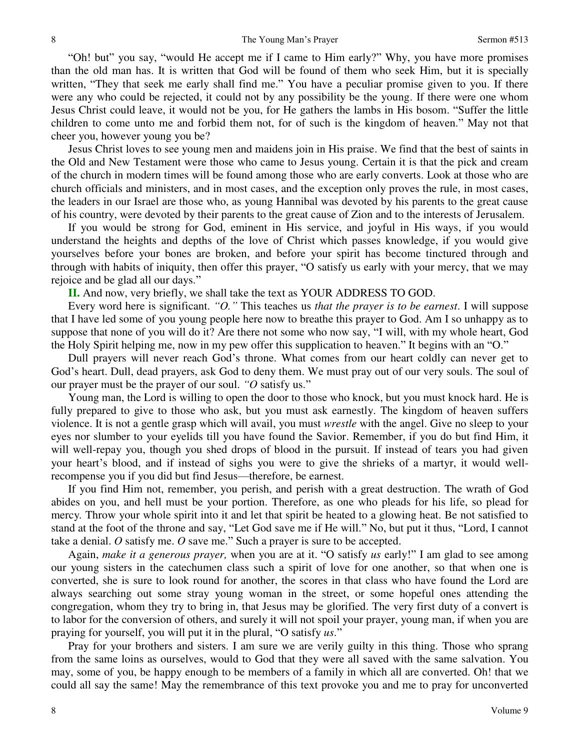"Oh! but" you say, "would He accept me if I came to Him early?" Why, you have more promises than the old man has. It is written that God will be found of them who seek Him, but it is specially written, "They that seek me early shall find me." You have a peculiar promise given to you. If there were any who could be rejected, it could not by any possibility be the young. If there were one whom Jesus Christ could leave, it would not be you, for He gathers the lambs in His bosom. "Suffer the little children to come unto me and forbid them not, for of such is the kingdom of heaven." May not that cheer you, however young you be?

Jesus Christ loves to see young men and maidens join in His praise. We find that the best of saints in the Old and New Testament were those who came to Jesus young. Certain it is that the pick and cream of the church in modern times will be found among those who are early converts. Look at those who are church officials and ministers, and in most cases, and the exception only proves the rule, in most cases, the leaders in our Israel are those who, as young Hannibal was devoted by his parents to the great cause of his country, were devoted by their parents to the great cause of Zion and to the interests of Jerusalem.

If you would be strong for God, eminent in His service, and joyful in His ways, if you would understand the heights and depths of the love of Christ which passes knowledge, if you would give yourselves before your bones are broken, and before your spirit has become tinctured through and through with habits of iniquity, then offer this prayer, "O satisfy us early with your mercy, that we may rejoice and be glad all our days."

**II.** And now, very briefly, we shall take the text as YOUR ADDRESS TO GOD.

Every word here is significant. *"O."* This teaches us *that the prayer is to be earnest*. I will suppose that I have led some of you young people here now to breathe this prayer to God. Am I so unhappy as to suppose that none of you will do it? Are there not some who now say, "I will, with my whole heart, God the Holy Spirit helping me, now in my pew offer this supplication to heaven." It begins with an "O."

Dull prayers will never reach God's throne. What comes from our heart coldly can never get to God's heart. Dull, dead prayers, ask God to deny them. We must pray out of our very souls. The soul of our prayer must be the prayer of our soul. *"O* satisfy us."

Young man, the Lord is willing to open the door to those who knock, but you must knock hard. He is fully prepared to give to those who ask, but you must ask earnestly. The kingdom of heaven suffers violence. It is not a gentle grasp which will avail, you must *wrestle* with the angel. Give no sleep to your eyes nor slumber to your eyelids till you have found the Savior. Remember, if you do but find Him, it will well-repay you, though you shed drops of blood in the pursuit. If instead of tears you had given your heart's blood, and if instead of sighs you were to give the shrieks of a martyr, it would well-recompense you if you did but find Jesus—therefore, be earnest.

If you find Him not, remember, you perish, and perish with a great destruction. The wrath of God abides on you, and hell must be your portion. Therefore, as one who pleads for his life, so plead for mercy. Throw your whole spirit into it and let that spirit be heated to a glowing heat. Be not satisfied to stand at the foot of the throne and say, "Let God save me if He will." No, but put it thus, "Lord, I cannot take a denial. *O* satisfy me. *O* save me." Such a prayer is sure to be accepted.

Again, *make it a generous prayer,* when you are at it. "O satisfy *us* early!" I am glad to see among our young sisters in the catechumen class such a spirit of love for one another, so that when one is converted, she is sure to look round for another, the scores in that class who have found the Lord are always searching out some stray young woman in the street, or some hopeful ones attending the congregation, whom they try to bring in, that Jesus may be glorified. The very first duty of a convert is to labor for the conversion of others, and surely it will not spoil your prayer, young man, if when you are praying for yourself, you will put it in the plural, "O satisfy *us*."

Pray for your brothers and sisters. I am sure we are verily guilty in this thing. Those who sprang from the same loins as ourselves, would to God that they were all saved with the same salvation. You may, some of you, be happy enough to be members of a family in which all are converted. Oh! that we could all say the same! May the remembrance of this text provoke you and me to pray for unconverted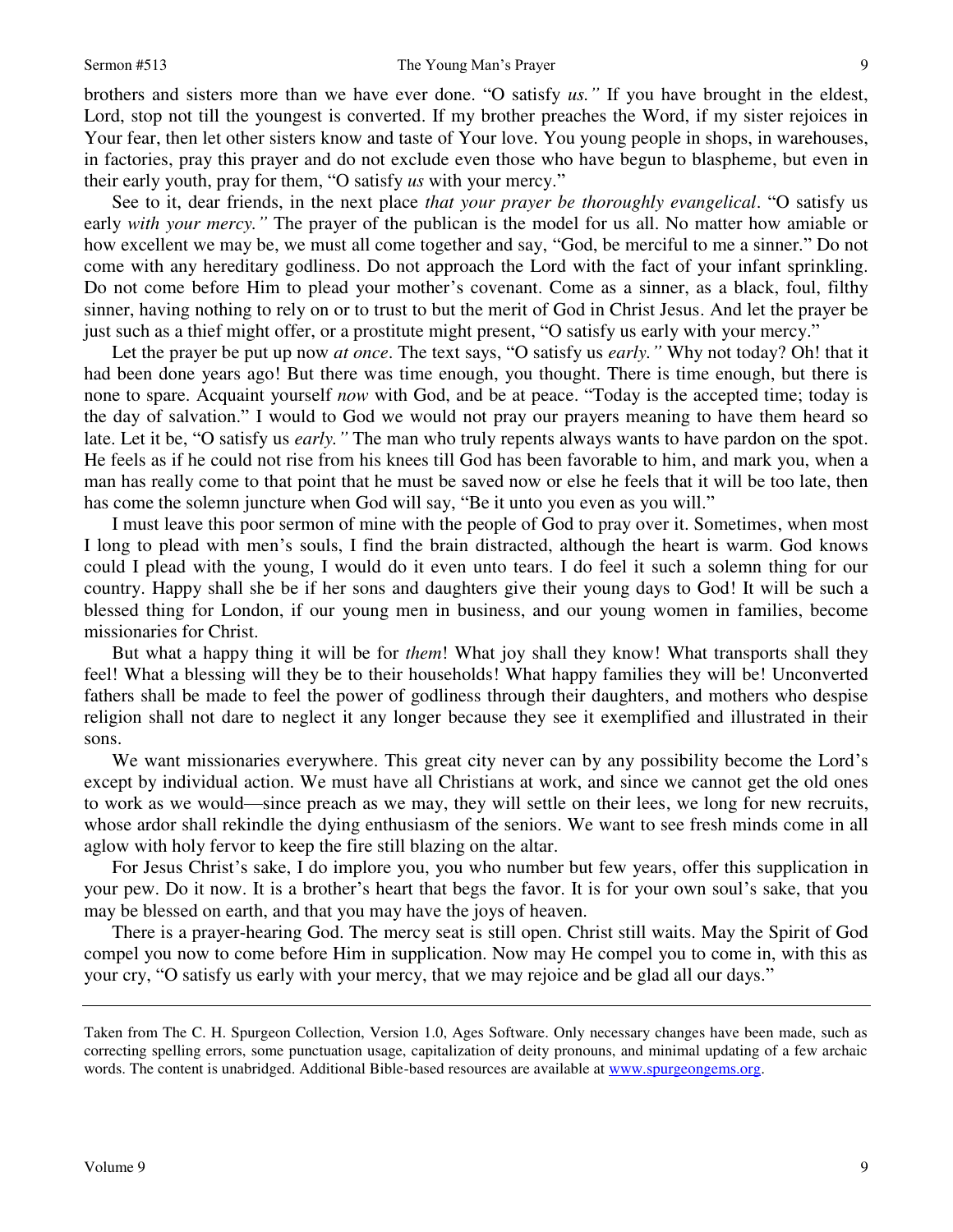brothers and sisters more than we have ever done. "O satisfy *us."* If you have brought in the eldest, Lord, stop not till the youngest is converted. If my brother preaches the Word, if my sister rejoices in Your fear, then let other sisters know and taste of Your love. You young people in shops, in warehouses, in factories, pray this prayer and do not exclude even those who have begun to blaspheme, but even in their early youth, pray for them, "O satisfy *us* with your mercy."

See to it, dear friends, in the next place *that your prayer be thoroughly evangelical*. "O satisfy us early *with your mercy."* The prayer of the publican is the model for us all. No matter how amiable or how excellent we may be, we must all come together and say, "God, be merciful to me a sinner." Do not come with any hereditary godliness. Do not approach the Lord with the fact of your infant sprinkling. Do not come before Him to plead your mother's covenant. Come as a sinner, as a black, foul, filthy sinner, having nothing to rely on or to trust to but the merit of God in Christ Jesus. And let the prayer be just such as a thief might offer, or a prostitute might present, "O satisfy us early with your mercy."

Let the prayer be put up now *at once*. The text says, "O satisfy us *early."* Why not today? Oh! that it had been done years ago! But there was time enough, you thought. There is time enough, but there is none to spare. Acquaint yourself *now* with God, and be at peace. "Today is the accepted time; today is the day of salvation." I would to God we would not pray our prayers meaning to have them heard so late. Let it be, "O satisfy us *early."* The man who truly repents always wants to have pardon on the spot. He feels as if he could not rise from his knees till God has been favorable to him, and mark you, when a man has really come to that point that he must be saved now or else he feels that it will be too late, then has come the solemn juncture when God will say, "Be it unto you even as you will."

I must leave this poor sermon of mine with the people of God to pray over it. Sometimes, when most I long to plead with men's souls, I find the brain distracted, although the heart is warm. God knows could I plead with the young, I would do it even unto tears. I do feel it such a solemn thing for our country. Happy shall she be if her sons and daughters give their young days to God! It will be such a blessed thing for London, if our young men in business, and our young women in families, become missionaries for Christ.

But what a happy thing it will be for *them*! What joy shall they know! What transports shall they feel! What a blessing will they be to their households! What happy families they will be! Unconverted fathers shall be made to feel the power of godliness through their daughters, and mothers who despise religion shall not dare to neglect it any longer because they see it exemplified and illustrated in their sons.

We want missionaries everywhere. This great city never can by any possibility become the Lord's except by individual action. We must have all Christians at work, and since we cannot get the old ones to work as we would—since preach as we may, they will settle on their lees, we long for new recruits, whose ardor shall rekindle the dying enthusiasm of the seniors. We want to see fresh minds come in all aglow with holy fervor to keep the fire still blazing on the altar.

For Jesus Christ's sake, I do implore you, you who number but few years, offer this supplication in your pew. Do it now. It is a brother's heart that begs the favor. It is for your own soul's sake, that you may be blessed on earth, and that you may have the joys of heaven.

There is a prayer-hearing God. The mercy seat is still open. Christ still waits. May the Spirit of God compel you now to come before Him in supplication. Now may He compel you to come in, with this as your cry, "O satisfy us early with your mercy, that we may rejoice and be glad all our days."

---

Taken from The C. H. Spurgeon Collection, Version 1.0, Ages Software. Only necessary changes have been made, such as correcting spelling errors, some punctuation usage, capitalization of deity pronouns, and minimal updating of a few archaic words. The content is unabridged. Additional Bible-based resources are available at www.spurgeongems.org.